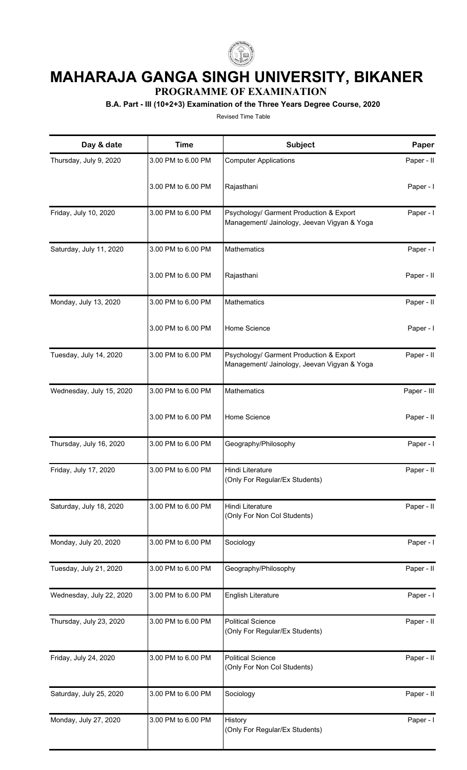# MAHARAJA GANGA SINGH UNIVERSITY, BIKANER

## PROGRAMME OF EXAMINATION

### B.A. Part - III (10+2+3) Examination of the Three Years Degree Course, 2020

Revised Time Table

| Day & date | Time | Subject | Paper |
|---|---|---|---|
| Thursday, July 9, 2020 | 3.00 PM to 6.00 PM | Computer Applications | Paper - II |
| | 3.00 PM to 6.00 PM | Rajasthani | Paper - I |
| Friday, July 10, 2020 | 3.00 PM to 6.00 PM | Psychology/ Garment Production & Export Management/ Jainology, Jeevan Vigyan & Yoga | Paper - I |
| Saturday, July 11, 2020 | 3.00 PM to 6.00 PM | Mathematics | Paper - I |
| | 3.00 PM to 6.00 PM | Rajasthani | Paper - II |
| Monday, July 13, 2020 | 3.00 PM to 6.00 PM | Mathematics | Paper - II |
| | 3.00 PM to 6.00 PM | Home Science | Paper - I |
| Tuesday, July 14, 2020 | 3.00 PM to 6.00 PM | Psychology/ Garment Production & Export Management/ Jainology, Jeevan Vigyan & Yoga | Paper - II |
| Wednesday, July 15, 2020 | 3.00 PM to 6.00 PM | Mathematics | Paper - III |
| | 3.00 PM to 6.00 PM | Home Science | Paper - II |
| Thursday, July 16, 2020 | 3.00 PM to 6.00 PM | Geography/Philosophy | Paper - I |
| Friday, July 17, 2020 | 3.00 PM to 6.00 PM | Hindi Literature (Only For Regular/Ex Students) | Paper - II |
| Saturday, July 18, 2020 | 3.00 PM to 6.00 PM | Hindi Literature (Only For Non Col Students) | Paper - II |
| Monday, July 20, 2020 | 3.00 PM to 6.00 PM | Sociology | Paper - I |
| Tuesday, July 21, 2020 | 3.00 PM to 6.00 PM | Geography/Philosophy | Paper - II |
| Wednesday, July 22, 2020 | 3.00 PM to 6.00 PM | English Literature | Paper - I |
| Thursday, July 23, 2020 | 3.00 PM to 6.00 PM | Political Science (Only For Regular/Ex Students) | Paper - II |
| Friday, July 24, 2020 | 3.00 PM to 6.00 PM | Political Science (Only For Non Col Students) | Paper - II |
| Saturday, July 25, 2020 | 3.00 PM to 6.00 PM | Sociology | Paper - II |
| Monday, July 27, 2020 | 3.00 PM to 6.00 PM | History (Only For Regular/Ex Students) | Paper - I |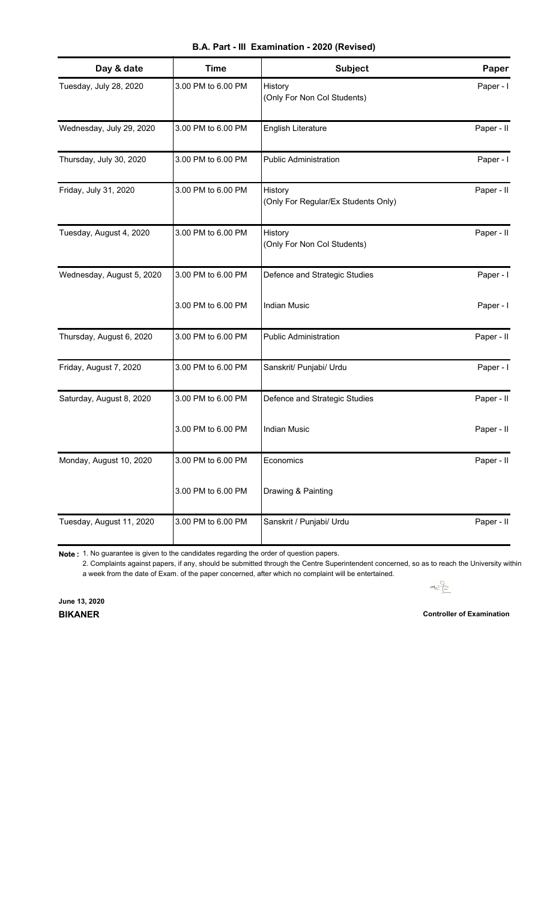## B.A. Part - III Examination - 2020 (Revised)

| Day & date | Time | Subject | Paper |
|---|---|---|---|
| Tuesday, July 28, 2020 | 3.00 PM to 6.00 PM | History (Only For Non Col Students) | Paper - I |
| Wednesday, July 29, 2020 | 3.00 PM to 6.00 PM | English Literature | Paper - II |
| Thursday, July 30, 2020 | 3.00 PM to 6.00 PM | Public Administration | Paper - I |
| Friday, July 31, 2020 | 3.00 PM to 6.00 PM | History (Only For Regular/Ex Students Only) | Paper - II |
| Tuesday, August 4, 2020 | 3.00 PM to 6.00 PM | History (Only For Non Col Students) | Paper - II |
| Wednesday, August 5, 2020 | 3.00 PM to 6.00 PM | Defence and Strategic Studies | Paper - I |
| | 3.00 PM to 6.00 PM | Indian Music | Paper - I |
| Thursday, August 6, 2020 | 3.00 PM to 6.00 PM | Public Administration | Paper - II |
| Friday, August 7, 2020 | 3.00 PM to 6.00 PM | Sanskrit/ Punjabi/ Urdu | Paper - I |
| Saturday, August 8, 2020 | 3.00 PM to 6.00 PM | Defence and Strategic Studies | Paper - II |
| | 3.00 PM to 6.00 PM | Indian Music | Paper - II |
| Monday, August 10, 2020 | 3.00 PM to 6.00 PM | Economics | Paper - II |
| | 3.00 PM to 6.00 PM | Drawing & Painting | |
| Tuesday, August 11, 2020 | 3.00 PM to 6.00 PM | Sanskrit / Punjabi/ Urdu | Paper - II |

**Note :** 1. No guarantee is given to the candidates regarding the order of question papers.

2. Complaints against papers, if any, should be submitted through the Centre Superintendent concerned, so as to reach the University within a week from the date of Exam. of the paper concerned, after which no complaint will be entertained.

**June 13, 2020**

**BIKANER**

**Controller of Examination**